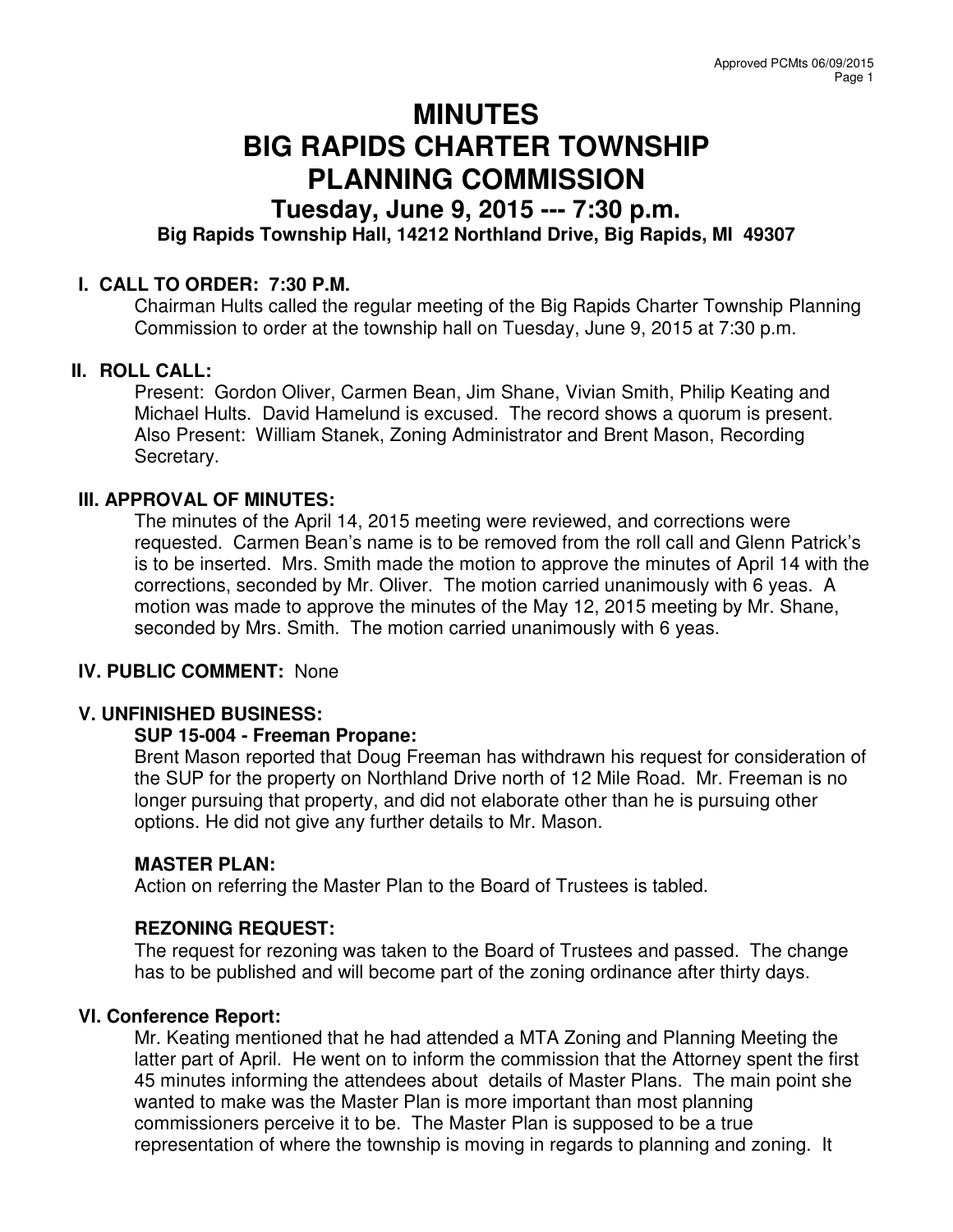# MINUTES
# BIG RAPIDS CHARTER TOWNSHIP
# PLANNING COMMISSION

## Tuesday, June 9, 2015 --- 7:30 p.m.

**Big Rapids Township Hall, 14212 Northland Drive, Big Rapids, MI 49307**

### I. CALL TO ORDER: 7:30 P.M.

Chairman Hults called the regular meeting of the Big Rapids Charter Township Planning Commission to order at the township hall on Tuesday, June 9, 2015 at 7:30 p.m.

### II. ROLL CALL:

Present: Gordon Oliver, Carmen Bean, Jim Shane, Vivian Smith, Philip Keating and Michael Hults. David Hamelund is excused. The record shows a quorum is present. Also Present: William Stanek, Zoning Administrator and Brent Mason, Recording Secretary.

### III. APPROVAL OF MINUTES:

The minutes of the April 14, 2015 meeting were reviewed, and corrections were requested. Carmen Bean's name is to be removed from the roll call and Glenn Patrick's is to be inserted. Mrs. Smith made the motion to approve the minutes of April 14 with the corrections, seconded by Mr. Oliver. The motion carried unanimously with 6 yeas. A motion was made to approve the minutes of the May 12, 2015 meeting by Mr. Shane, seconded by Mrs. Smith. The motion carried unanimously with 6 yeas.

### IV. PUBLIC COMMENT: None

### V. UNFINISHED BUSINESS:

**SUP 15-004 - Freeman Propane:**

Brent Mason reported that Doug Freeman has withdrawn his request for consideration of the SUP for the property on Northland Drive north of 12 Mile Road. Mr. Freeman is no longer pursuing that property, and did not elaborate other than he is pursuing other options. He did not give any further details to Mr. Mason.

**MASTER PLAN:**

Action on referring the Master Plan to the Board of Trustees is tabled.

**REZONING REQUEST:**

The request for rezoning was taken to the Board of Trustees and passed. The change has to be published and will become part of the zoning ordinance after thirty days.

### VI. Conference Report:

Mr. Keating mentioned that he had attended a MTA Zoning and Planning Meeting the latter part of April. He went on to inform the commission that the Attorney spent the first 45 minutes informing the attendees about details of Master Plans. The main point she wanted to make was the Master Plan is more important than most planning commissioners perceive it to be. The Master Plan is supposed to be a true representation of where the township is moving in regards to planning and zoning. It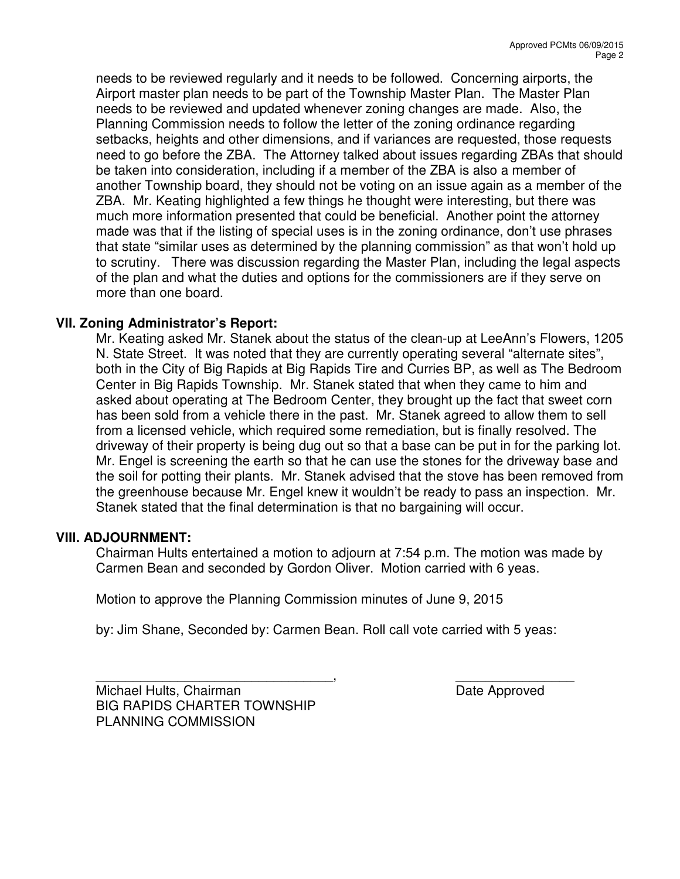needs to be reviewed regularly and it needs to be followed. Concerning airports, the Airport master plan needs to be part of the Township Master Plan. The Master Plan needs to be reviewed and updated whenever zoning changes are made. Also, the Planning Commission needs to follow the letter of the zoning ordinance regarding setbacks, heights and other dimensions, and if variances are requested, those requests need to go before the ZBA. The Attorney talked about issues regarding ZBAs that should be taken into consideration, including if a member of the ZBA is also a member of another Township board, they should not be voting on an issue again as a member of the ZBA. Mr. Keating highlighted a few things he thought were interesting, but there was much more information presented that could be beneficial. Another point the attorney made was that if the listing of special uses is in the zoning ordinance, don't use phrases that state "similar uses as determined by the planning commission" as that won't hold up to scrutiny. There was discussion regarding the Master Plan, including the legal aspects of the plan and what the duties and options for the commissioners are if they serve on more than one board.

## VII. Zoning Administrator's Report:

Mr. Keating asked Mr. Stanek about the status of the clean-up at LeeAnn's Flowers, 1205 N. State Street. It was noted that they are currently operating several "alternate sites", both in the City of Big Rapids at Big Rapids Tire and Curries BP, as well as The Bedroom Center in Big Rapids Township. Mr. Stanek stated that when they came to him and asked about operating at The Bedroom Center, they brought up the fact that sweet corn has been sold from a vehicle there in the past. Mr. Stanek agreed to allow them to sell from a licensed vehicle, which required some remediation, but is finally resolved. The driveway of their property is being dug out so that a base can be put in for the parking lot. Mr. Engel is screening the earth so that he can use the stones for the driveway base and the soil for potting their plants. Mr. Stanek advised that the stove has been removed from the greenhouse because Mr. Engel knew it wouldn't be ready to pass an inspection. Mr. Stanek stated that the final determination is that no bargaining will occur.

## VIII. ADJOURNMENT:

Chairman Hults entertained a motion to adjourn at 7:54 p.m. The motion was made by Carmen Bean and seconded by Gordon Oliver. Motion carried with 6 yeas.

Motion to approve the Planning Commission minutes of June 9, 2015

by: Jim Shane, Seconded by: Carmen Bean. Roll call vote carried with 5 yeas:

\_\_\_\_\_\_\_\_\_\_\_\_\_\_\_\_\_\_\_\_\_\_\_\_\_\_\_\_\_\_\_\_, \_\_\_\_\_\_\_\_\_\_\_\_\_\_\_\_

Michael Hults, Chairman Date Approved
BIG RAPIDS CHARTER TOWNSHIP
PLANNING COMMISSION